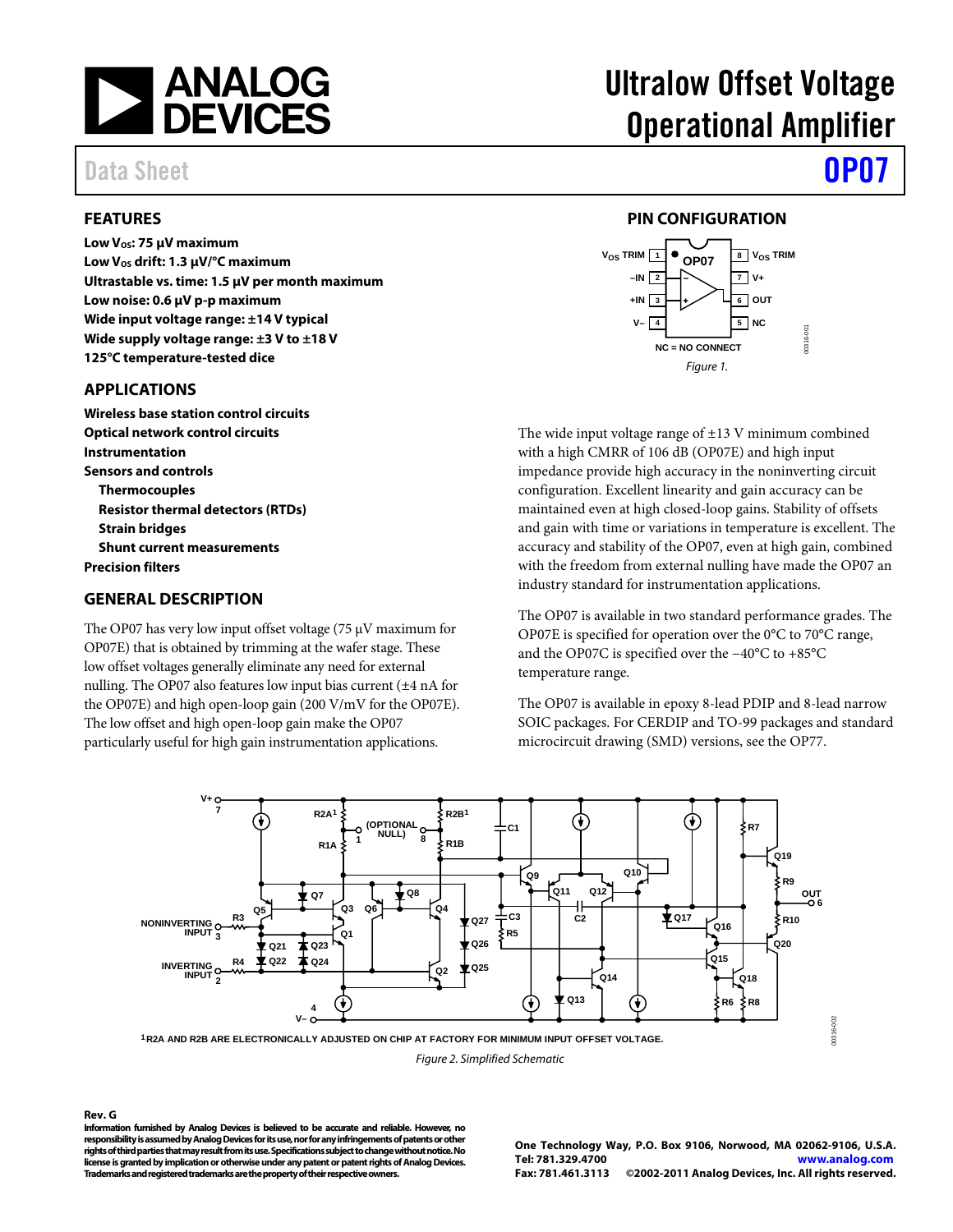# Ultralow Offset Voltage Operational Amplifier

Data Sheet **OP07**

## FEATURES

**Low $V_{OS}$: 75 µV maximum**
**Low $V_{OS}$ drift: 1.3 µV/°C maximum**
**Ultrastable vs. time: 1.5 µV per month maximum**
**Low noise: 0.6 µV p-p maximum**
**Wide input voltage range: ±14 V typical**
**Wide supply voltage range: ±3 V to ±18 V**
**125°C temperature-tested dice**

## APPLICATIONS

**Wireless base station control circuits**
**Optical network control circuits**
**Instrumentation**
**Sensors and controls**
- **Thermocouples**
- **Resistor thermal detectors (RTDs)**
- **Strain bridges**
- **Shunt current measurements**

**Precision filters**

## GENERAL DESCRIPTION

The OP07 has very low input offset voltage (75 µV maximum for OP07E) that is obtained by trimming at the wafer stage. These low offset voltages generally eliminate any need for external nulling. The OP07 also features low input bias current (±4 nA for the OP07E) and high open-loop gain (200 V/mV for the OP07E). The low offset and high open-loop gain make the OP07 particularly useful for high gain instrumentation applications.

The wide input voltage range of ±13 V minimum combined with a high CMRR of 106 dB (OP07E) and high input impedance provide high accuracy in the noninverting circuit configuration. Excellent linearity and gain accuracy can be maintained even at high closed-loop gains. Stability of offsets and gain with time or variations in temperature is excellent. The accuracy and stability of the OP07, even at high gain, combined with the freedom from external nulling have made the OP07 an industry standard for instrumentation applications.

The OP07 is available in two standard performance grades. The OP07E is specified for operation over the 0°C to 70°C range, and the OP07C is specified over the −40°C to +85°C temperature range.

The OP07 is available in epoxy 8-lead PDIP and 8-lead narrow SOIC packages. For CERDIP and TO-99 packages and standard microcircuit drawing (SMD) versions, see the OP77.

## PIN CONFIGURATION

*Figure 1.*

[1] R2A AND R2B ARE ELECTRONICALLY ADJUSTED ON CHIP AT FACTORY FOR MINIMUM INPUT OFFSET VOLTAGE.

*Figure 2. Simplified Schematic*

**Rev. G**

**Information furnished by Analog Devices is believed to be accurate and reliable. However, no responsibility is assumed by Analog Devices for its use, nor for any infringements of patents or other rights of third parties that may result from its use. Specifications subject to change without notice. No license is granted by implication or otherwise under any patent or patent rights of Analog Devices. Trademarks and registered trademarks are the property of their respective owners.**

**One Technology Way, P.O. Box 9106, Norwood, MA 02062-9106, U.S.A.**
**Tel: 781.329.4700 www.analog.com**
**Fax: 781.461.3113 ©2002-2011 Analog Devices, Inc. All rights reserved.**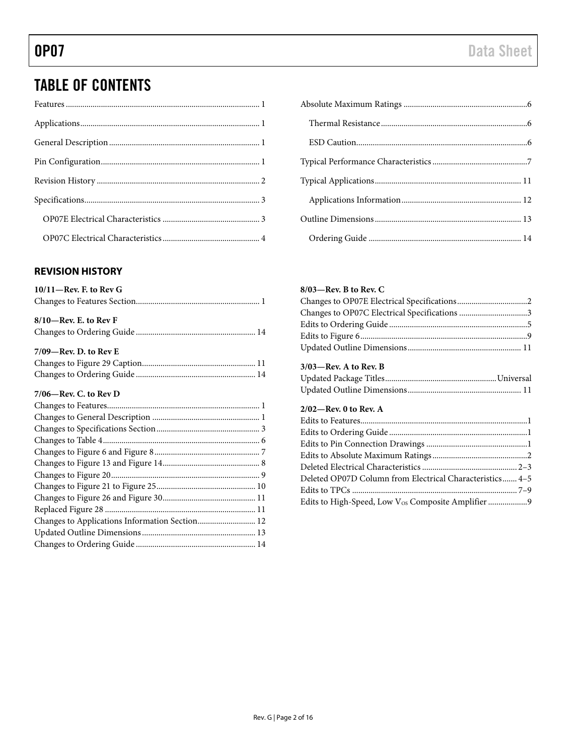## TABLE OF CONTENTS

Features ............................................................ 1

Applications ........................................................ 1

General Description ................................................. 1

Pin Configuration ................................................... 1

Revision History .................................................... 2

Specifications ...................................................... 3

OP07E Electrical Characteristics .................................... 3

OP07C Electrical Characteristics .................................... 4

Absolute Maximum Ratings ............................................ 6

Thermal Resistance .................................................. 6

ESD Caution ......................................................... 6

Typical Performance Characteristics ................................. 7

Typical Applications ................................................ 11

Applications Information ............................................ 12

Outline Dimensions .................................................. 13

Ordering Guide ...................................................... 14

### REVISION HISTORY

**10/11—Rev. F. to Rev G**

Changes to Features Section ........................................... 1

**8/10—Rev. E. to Rev F**

Changes to Ordering Guide ............................................. 14

**7/09—Rev. D. to Rev E**

Changes to Figure 29 Caption .......................................... 11

Changes to Ordering Guide ............................................. 14

**7/06—Rev. C. to Rev D**

Changes to Features ................................................... 1

Changes to General Description ........................................ 1

Changes to Specifications Section ..................................... 3

Changes to Table 4 .................................................... 6

Changes to Figure 6 and Figure 8 ...................................... 7

Changes to Figure 13 and Figure 14 .................................... 8

Changes to Figure 20 .................................................. 9

Changes to Figure 21 to Figure 25 ..................................... 10

Changes to Figure 26 and Figure 30 .................................... 11

Replaced Figure 28 .................................................... 11

Changes to Applications Information Section ........................... 12

Updated Outline Dimensions ............................................ 13

Changes to Ordering Guide ............................................. 14

**8/03—Rev. B to Rev. C**

Changes to OP07E Electrical Specifications ............................ 2

Changes to OP07C Electrical Specifications ............................ 3

Edits to Ordering Guide ............................................... 5

Edits to Figure 6 ..................................................... 9

Updated Outline Dimensions ............................................ 11

**3/03—Rev. A to Rev. B**

Updated Package Titles ................................................ Universal

Updated Outline Dimensions ............................................ 11

**2/02—Rev. 0 to Rev. A**

Edits to Features ..................................................... 1

Edits to Ordering Guide ............................................... 1

Edits to Pin Connection Drawings ...................................... 1

Edits to Absolute Maximum Ratings ..................................... 2

Deleted Electrical Characteristics ..................................... 2–3

Deleted OP07D Column from Electrical Characteristics ................... 4–5

Edits to TPCs ......................................................... 7–9

Edits to High-Speed, Low $V_{OS}$ Composite Amplifier ................. 9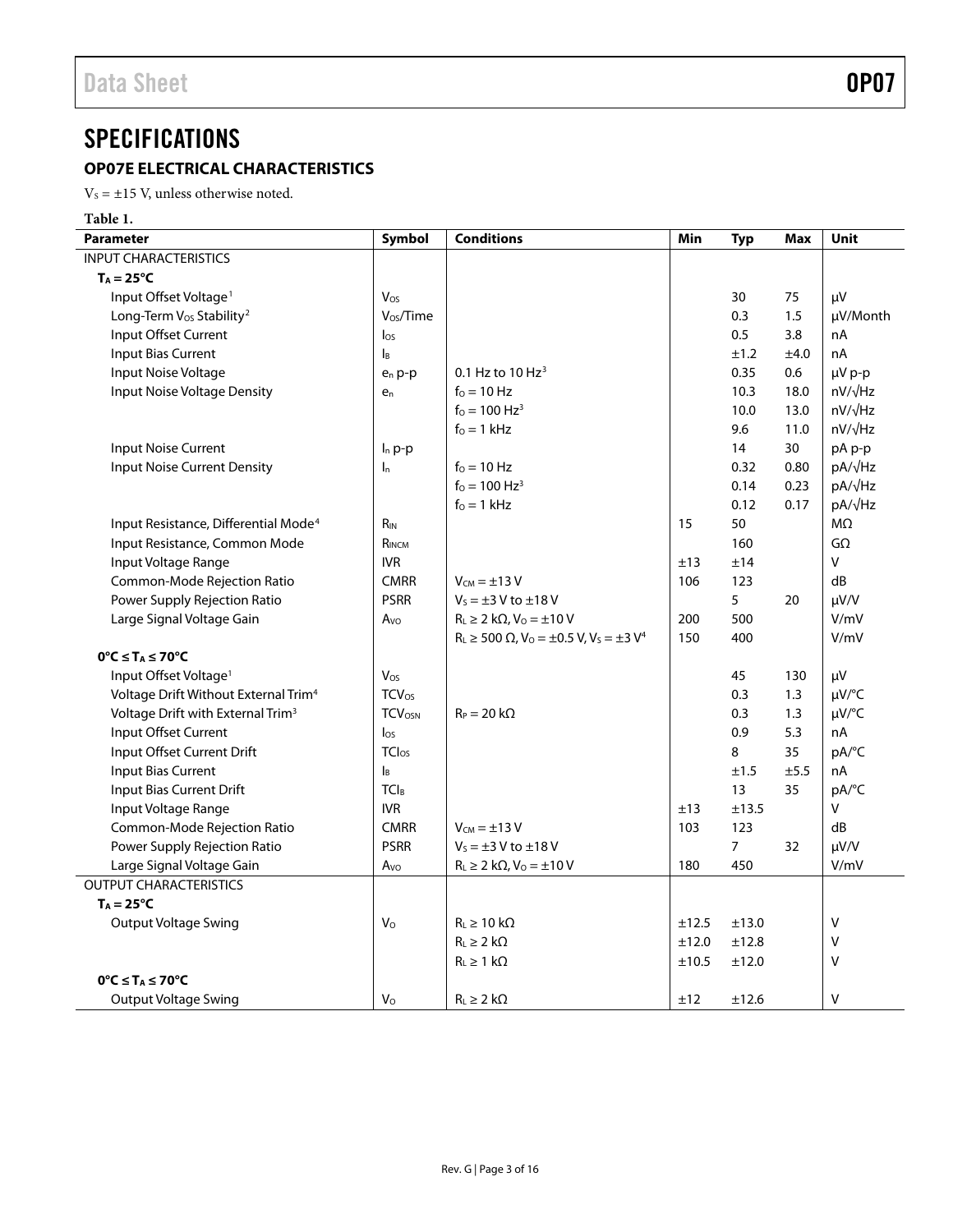# SPECIFICATIONS

## OP07E ELECTRICAL CHARACTERISTICS

$V_S$ = ±15 V, unless otherwise noted.

**Table 1.**

| Parameter | Symbol | Conditions | Min | Typ | Max | Unit |
|---|---|---|---|---|---|---|
| INPUT CHARACTERISTICS | | | | | | |
| **$T_A$ = 25°C** | | | | | | |
| Input Offset Voltage[1] | $V_{OS}$ | | | 30 | 75 | μV |
| Long-Term $V_{OS}$ Stability[2] | $V_{OS}$/Time | | | 0.3 | 1.5 | μV/Month |
| Input Offset Current | $I_{OS}$ | | | 0.5 | 3.8 | nA |
| Input Bias Current | $I_B$ | | | ±1.2 | ±4.0 | nA |
| Input Noise Voltage | $e_n$ p-p | 0.1 Hz to 10 Hz[3] | | 0.35 | 0.6 | μV p-p |
| Input Noise Voltage Density | $e_n$ | $f_O$ = 10 Hz | | 10.3 | 18.0 | nV/√Hz |
| | | $f_O$ = 100 Hz[3] | | 10.0 | 13.0 | nV/√Hz |
| | | $f_O$ = 1 kHz | | 9.6 | 11.0 | nV/√Hz |
| Input Noise Current | $I_n$ p-p | | | 14 | 30 | pA p-p |
| Input Noise Current Density | $I_n$ | $f_O$ = 10 Hz | | 0.32 | 0.80 | pA/√Hz |
| | | $f_O$ = 100 Hz[3] | | 0.14 | 0.23 | pA/√Hz |
| | | $f_O$ = 1 kHz | | 0.12 | 0.17 | pA/√Hz |
| Input Resistance, Differential Mode[4] | $R_{IN}$ | | 15 | 50 | | MΩ |
| Input Resistance, Common Mode | $R_{INCM}$ | | | 160 | | GΩ |
| Input Voltage Range | IVR | | ±13 | ±14 | | V |
| Common-Mode Rejection Ratio | CMRR | $V_{CM}$ = ±13 V | 106 | 123 | | dB |
| Power Supply Rejection Ratio | PSRR | $V_S$ = ±3 V to ±18 V | | 5 | 20 | μV/V |
| Large Signal Voltage Gain | $A_{VO}$ | $R_L$ ≥ 2 kΩ, $V_O$ = ±10 V | 200 | 500 | | V/mV |
| | | $R_L$ ≥ 500 Ω, $V_O$ = ±0.5 V, $V_S$ = ±3 V[4] | 150 | 400 | | V/mV |
| **0°C ≤ $T_A$ ≤ 70°C** | | | | | | |
| Input Offset Voltage[1] | $V_{OS}$ | | | 45 | 130 | μV |
| Voltage Drift Without External Trim[4] | $TCV_{OS}$ | | | 0.3 | 1.3 | μV/°C |
| Voltage Drift with External Trim[3] | $TCV_{OSN}$ | $R_P$ = 20 kΩ | | 0.3 | 1.3 | μV/°C |
| Input Offset Current | $I_{OS}$ | | | 0.9 | 5.3 | nA |
| Input Offset Current Drift | $TCI_{OS}$ | | | 8 | 35 | pA/°C |
| Input Bias Current | $I_B$ | | | ±1.5 | ±5.5 | nA |
| Input Bias Current Drift | $TCI_B$ | | | 13 | 35 | pA/°C |
| Input Voltage Range | IVR | | ±13 | ±13.5 | | V |
| Common-Mode Rejection Ratio | CMRR | $V_{CM}$ = ±13 V | 103 | 123 | | dB |
| Power Supply Rejection Ratio | PSRR | $V_S$ = ±3 V to ±18 V | | 7 | 32 | μV/V |
| Large Signal Voltage Gain | $A_{VO}$ | $R_L$ ≥ 2 kΩ, $V_O$ = ±10 V | 180 | 450 | | V/mV |
| OUTPUT CHARACTERISTICS | | | | | | |
| **$T_A$ = 25°C** | | | | | | |
| Output Voltage Swing | $V_O$ | $R_L$ ≥ 10 kΩ | ±12.5 | ±13.0 | | V |
| | | $R_L$ ≥ 2 kΩ | ±12.0 | ±12.8 | | V |
| | | $R_L$ ≥ 1 kΩ | ±10.5 | ±12.0 | | V |
| **0°C ≤ $T_A$ ≤ 70°C** | | | | | | |
| Output Voltage Swing | $V_O$ | $R_L$ ≥ 2 kΩ | ±12 | ±12.6 | | V |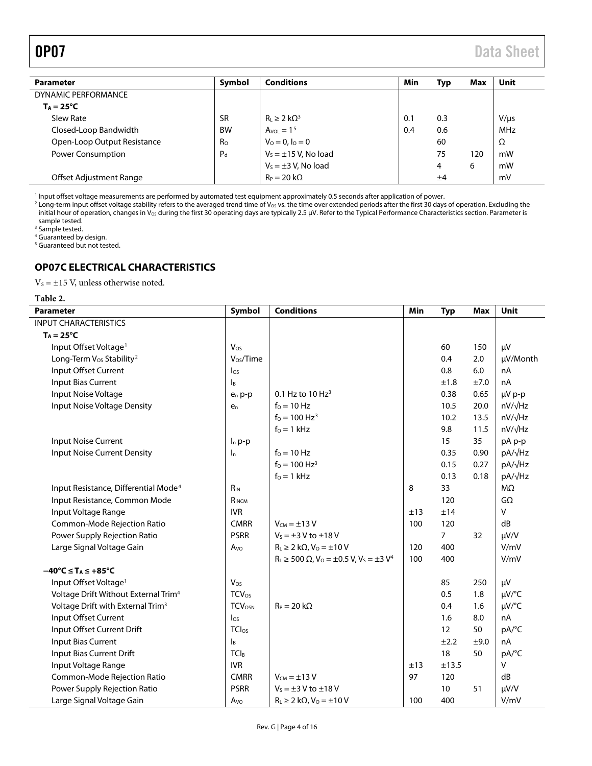| Parameter | Symbol | Conditions | Min | Typ | Max | Unit |
|---|---|---|---|---|---|---|
| DYNAMIC PERFORMANCE | | | | | | |
| **$T_A$ = 25°C** | | | | | | |
| Slew Rate | SR | $R_L \geq 2$ kΩ[3] | 0.1 | 0.3 | | V/µs |
| Closed-Loop Bandwidth | BW | $A_{VOL}$ = 1[5] | 0.4 | 0.6 | | MHz |
| Open-Loop Output Resistance | $R_O$ | $V_O$ = 0, $I_O$ = 0 | | 60 | | Ω |
| Power Consumption | $P_d$ | $V_S$ = ±15 V, No load | | 75 | 120 | mW |
| | | $V_S$ = ±3 V, No load | | 4 | 6 | mW |
| Offset Adjustment Range | | $R_P$ = 20 kΩ | | ±4 | | mV |

[1] Input offset voltage measurements are performed by automated test equipment approximately 0.5 seconds after application of power.
[2] Long-term input offset voltage stability refers to the averaged trend time of $V_{OS}$ vs. the time over extended periods after the first 30 days of operation. Excluding the initial hour of operation, changes in $V_{OS}$ during the first 30 operating days are typically 2.5 µV. Refer to the Typical Performance Characteristics section. Parameter is sample tested.
[3] Sample tested.
[4] Guaranteed by design.
[5] Guaranteed but not tested.

## OP07C ELECTRICAL CHARACTERISTICS

$V_S$ = ±15 V, unless otherwise noted.

**Table 2.**

| Parameter | Symbol | Conditions | Min | Typ | Max | Unit |
|---|---|---|---|---|---|---|
| INPUT CHARACTERISTICS | | | | | | |
| **$T_A$ = 25°C** | | | | | | |
| Input Offset Voltage[1] | $V_{OS}$ | | | 60 | 150 | µV |
| Long-Term $V_{OS}$ Stability[2] | $V_{OS}$/Time | | | 0.4 | 2.0 | µV/Month |
| Input Offset Current | $I_{OS}$ | | | 0.8 | 6.0 | nA |
| Input Bias Current | $I_B$ | | | ±1.8 | ±7.0 | nA |
| Input Noise Voltage | $e_n$ p-p | 0.1 Hz to 10 Hz[3] | | 0.38 | 0.65 | µV p-p |
| Input Noise Voltage Density | $e_n$ | $f_O$ = 10 Hz | | 10.5 | 20.0 | nV/√Hz |
| | | $f_O$ = 100 Hz[3] | | 10.2 | 13.5 | nV/√Hz |
| | | $f_O$ = 1 kHz | | 9.8 | 11.5 | nV/√Hz |
| Input Noise Current | $I_n$ p-p | | | 15 | 35 | pA p-p |
| Input Noise Current Density | $I_n$ | $f_O$ = 10 Hz | | 0.35 | 0.90 | pA/√Hz |
| | | $f_O$ = 100 Hz[3] | | 0.15 | 0.27 | pA/√Hz |
| | | $f_O$ = 1 kHz | | 0.13 | 0.18 | pA/√Hz |
| Input Resistance, Differential Mode[4] | $R_{IN}$ | | 8 | 33 | | MΩ |
| Input Resistance, Common Mode | $R_{INCM}$ | | | 120 | | GΩ |
| Input Voltage Range | IVR | | ±13 | ±14 | | V |
| Common-Mode Rejection Ratio | CMRR | $V_{CM}$ = ±13 V | 100 | 120 | | dB |
| Power Supply Rejection Ratio | PSRR | $V_S$ = ±3 V to ±18 V | | 7 | 32 | µV/V |
| Large Signal Voltage Gain | $A_{VO}$ | $R_L \geq 2$ kΩ, $V_O$ = ±10 V | 120 | 400 | | V/mV |
| | | $R_L \geq 500$ Ω, $V_O$ = ±0.5 V, $V_S$ = ±3 V[4] | 100 | 400 | | V/mV |
| **−40°C ≤ $T_A$ ≤ +85°C** | | | | | | |
| Input Offset Voltage[1] | $V_{OS}$ | | | 85 | 250 | µV |
| Voltage Drift Without External Trim[4] | $TCV_{OS}$ | | | 0.5 | 1.8 | µV/°C |
| Voltage Drift with External Trim[3] | $TCV_{OSN}$ | $R_P$ = 20 kΩ | | 0.4 | 1.6 | µV/°C |
| Input Offset Current | $I_{OS}$ | | | 1.6 | 8.0 | nA |
| Input Offset Current Drift | $TCI_{OS}$ | | | 12 | 50 | pA/°C |
| Input Bias Current | $I_B$ | | | ±2.2 | ±9.0 | nA |
| Input Bias Current Drift | $TCI_B$ | | | 18 | 50 | pA/°C |
| Input Voltage Range | IVR | | ±13 | ±13.5 | | V |
| Common-Mode Rejection Ratio | CMRR | $V_{CM}$ = ±13 V | 97 | 120 | | dB |
| Power Supply Rejection Ratio | PSRR | $V_S$ = ±3 V to ±18 V | | 10 | 51 | µV/V |
| Large Signal Voltage Gain | $A_{VO}$ | $R_L \geq 2$ kΩ, $V_O$ = ±10 V | 100 | 400 | | V/mV |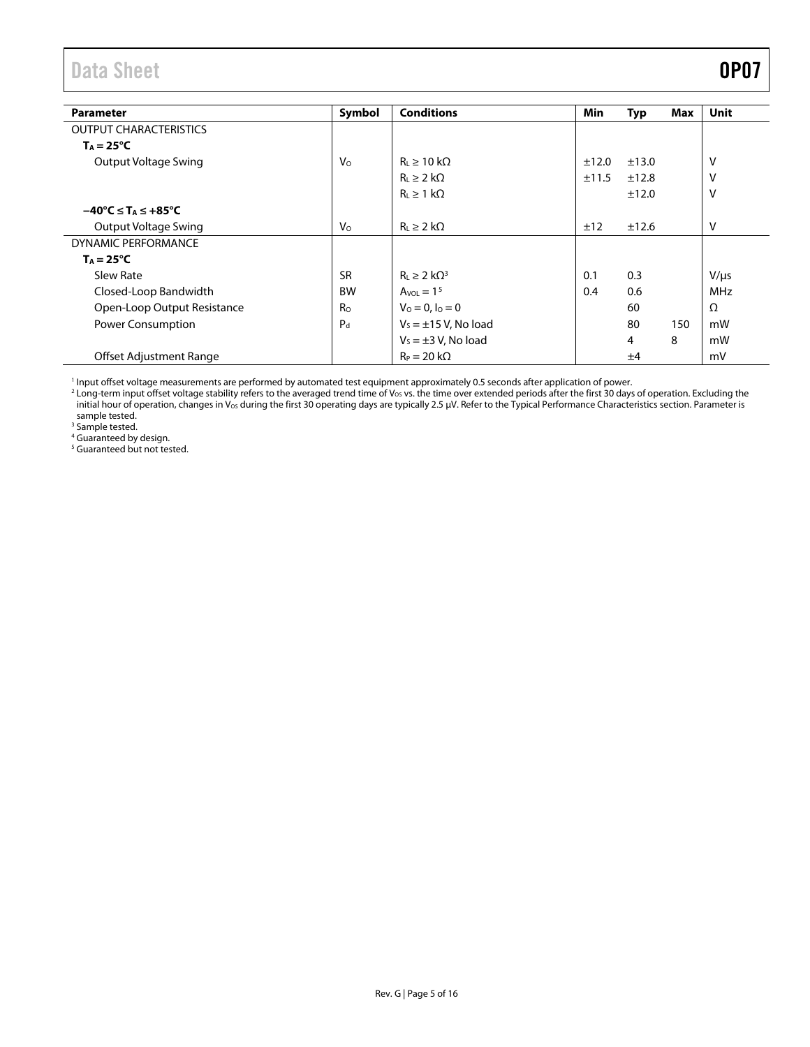| Parameter | Symbol | Conditions | Min | Typ | Max | Unit |
|---|---|---|---|---|---|---|
| OUTPUT CHARACTERISTICS | | | | | | |
| **$T_A = 25°C$** | | | | | | |
| Output Voltage Swing | $V_O$ | $R_L \geq 10\ k\Omega$ | ±12.0 | ±13.0 | | V |
| | | $R_L \geq 2\ k\Omega$ | ±11.5 | ±12.8 | | V |
| | | $R_L \geq 1\ k\Omega$ | | ±12.0 | | V |
| **$-40°C \leq T_A \leq +85°C$** | | | | | | |
| Output Voltage Swing | $V_O$ | $R_L \geq 2\ k\Omega$ | ±12 | ±12.6 | | V |
| DYNAMIC PERFORMANCE | | | | | | |
| **$T_A = 25°C$** | | | | | | |
| Slew Rate | SR | $R_L \geq 2\ k\Omega$[3] | 0.1 | 0.3 | | V/μs |
| Closed-Loop Bandwidth | BW | $A_{VOL} = 1$[5] | 0.4 | 0.6 | | MHz |
| Open-Loop Output Resistance | $R_O$ | $V_O = 0$, $I_O = 0$ | | 60 | | Ω |
| Power Consumption | $P_d$ | $V_S = \pm 15$ V, No load | | 80 | 150 | mW |
| | | $V_S = \pm 3$ V, No load | | 4 | 8 | mW |
| Offset Adjustment Range | | $R_P = 20\ k\Omega$ | | ±4 | | mV |

[1] Input offset voltage measurements are performed by automated test equipment approximately 0.5 seconds after application of power.

[2] Long-term input offset voltage stability refers to the averaged trend time of $V_{OS}$ vs. the time over extended periods after the first 30 days of operation. Excluding the initial hour of operation, changes in $V_{OS}$ during the first 30 operating days are typically 2.5 μV. Refer to the Typical Performance Characteristics section. Parameter is sample tested.

[3] Sample tested.

[4] Guaranteed by design.

[5] Guaranteed but not tested.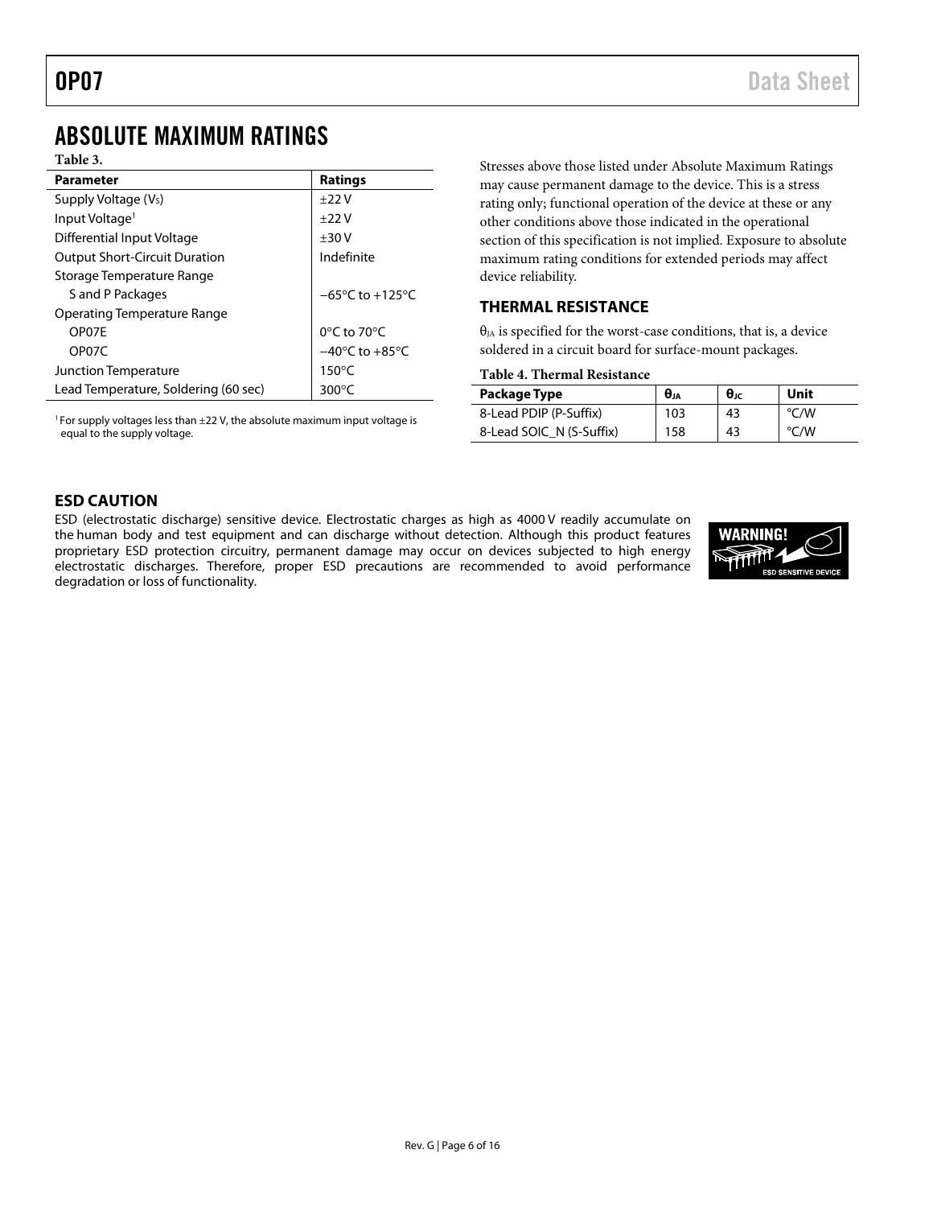## ABSOLUTE MAXIMUM RATINGS

**Table 3.**

| Parameter | Ratings |
|---|---|
| Supply Voltage ($V_S$) | ±22 V |
| Input Voltage[1] | ±22 V |
| Differential Input Voltage | ±30 V |
| Output Short-Circuit Duration | Indefinite |
| Storage Temperature Range | |
| S and P Packages | −65°C to +125°C |
| Operating Temperature Range | |
| OP07E | 0°C to 70°C |
| OP07C | −40°C to +85°C |
| Junction Temperature | 150°C |
| Lead Temperature, Soldering (60 sec) | 300°C |

[1] For supply voltages less than ±22 V, the absolute maximum input voltage is equal to the supply voltage.

Stresses above those listed under Absolute Maximum Ratings may cause permanent damage to the device. This is a stress rating only; functional operation of the device at these or any other conditions above those indicated in the operational section of this specification is not implied. Exposure to absolute maximum rating conditions for extended periods may affect device reliability.

### THERMAL RESISTANCE

$\theta_{JA}$ is specified for the worst-case conditions, that is, a device soldered in a circuit board for surface-mount packages.

**Table 4. Thermal Resistance**

| Package Type | $\theta_{JA}$ | $\theta_{JC}$ | Unit |
|---|---|---|---|
| 8-Lead PDIP (P-Suffix) | 103 | 43 | °C/W |
| 8-Lead SOIC_N (S-Suffix) | 158 | 43 | °C/W |

### ESD CAUTION

ESD (electrostatic discharge) sensitive device. Electrostatic charges as high as 4000 V readily accumulate on the human body and test equipment and can discharge without detection. Although this product features proprietary ESD protection circuitry, permanent damage may occur on devices subjected to high energy electrostatic discharges. Therefore, proper ESD precautions are recommended to avoid performance degradation or loss of functionality.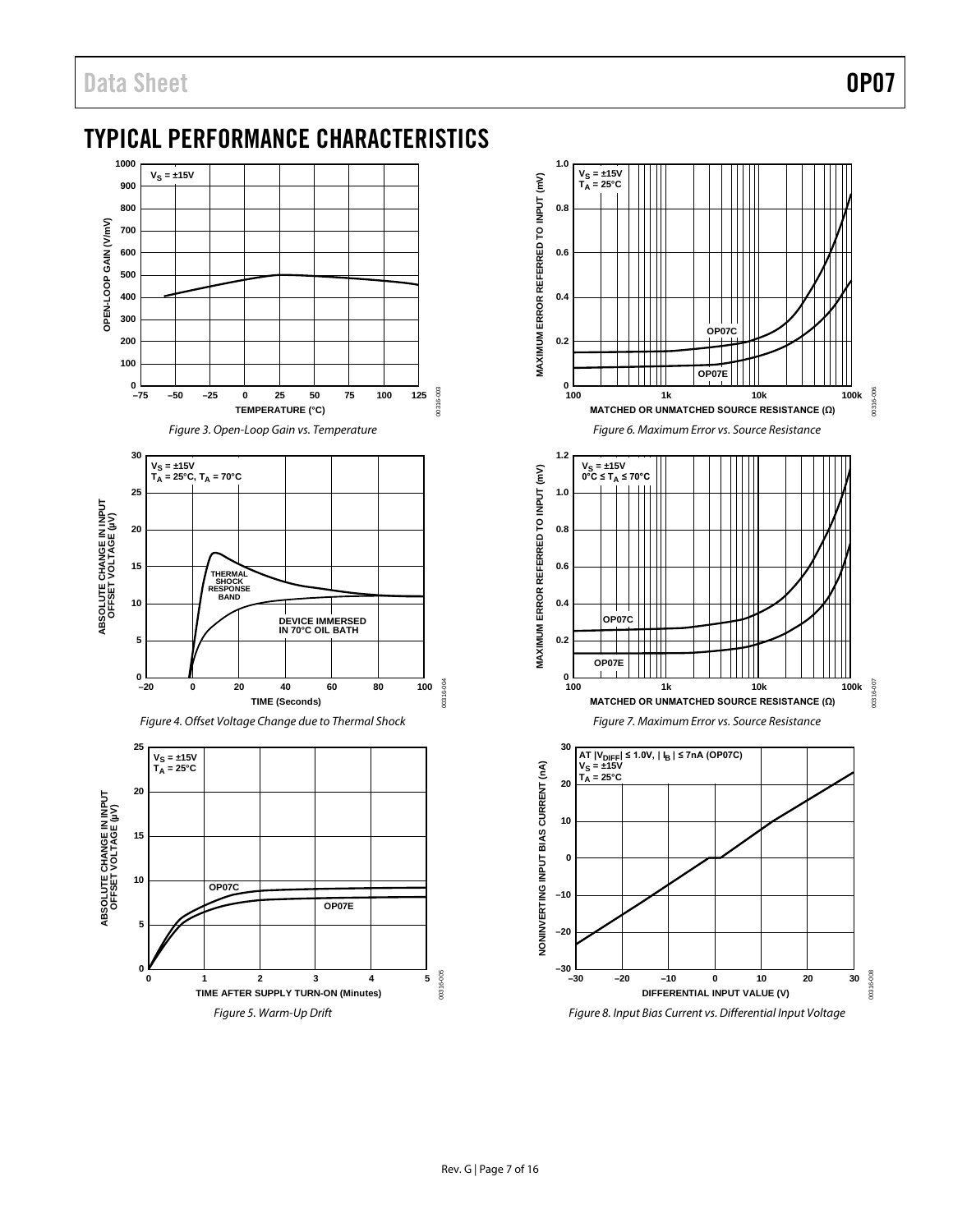## TYPICAL PERFORMANCE CHARACTERISTICS

Figure 3. Open-Loop Gain vs. Temperature

Figure 4. Offset Voltage Change due to Thermal Shock

Figure 5. Warm-Up Drift

Figure 6. Maximum Error vs. Source Resistance

Figure 7. Maximum Error vs. Source Resistance

Figure 8. Input Bias Current vs. Differential Input Voltage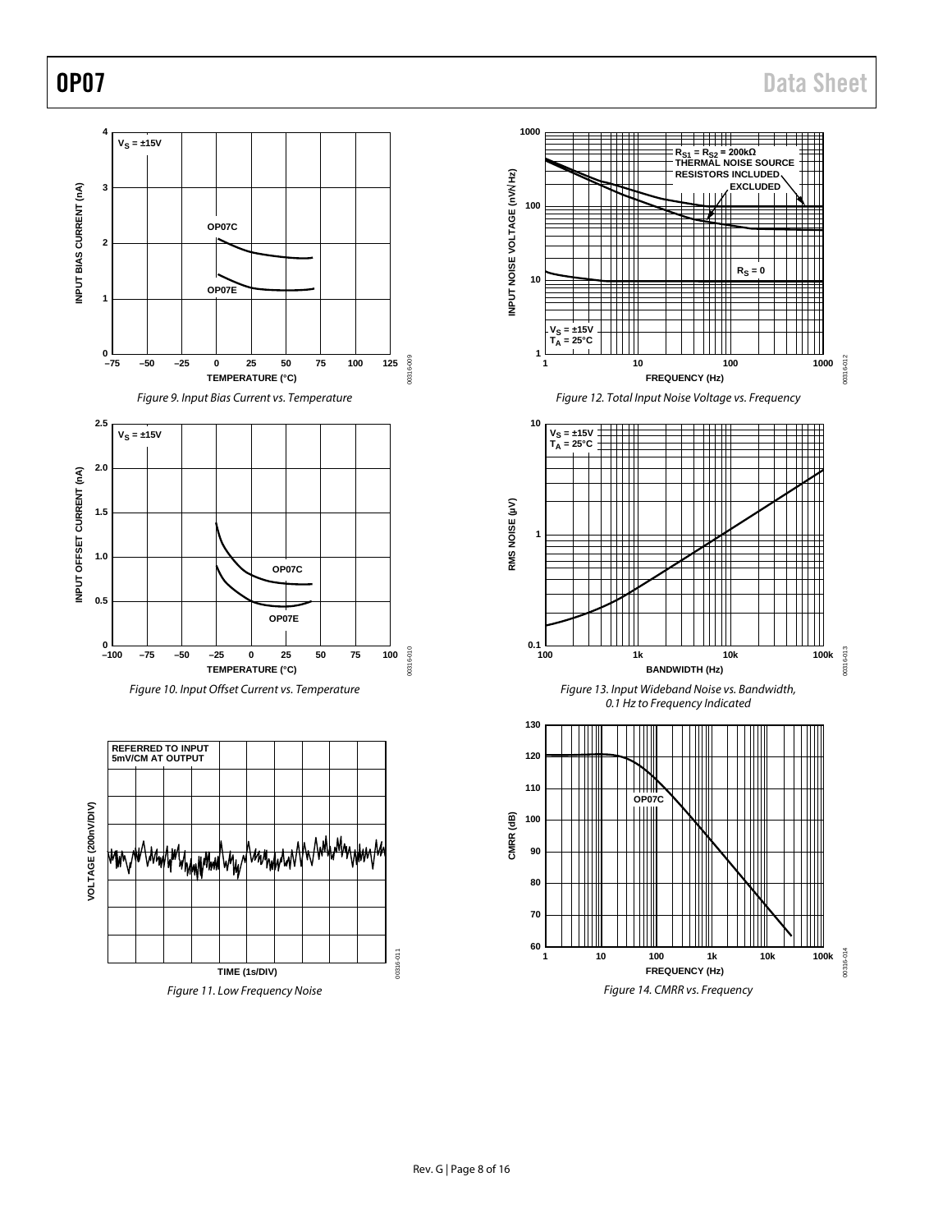Figure 9. Input Bias Current vs. Temperature

Figure 10. Input Offset Current vs. Temperature

Figure 11. Low Frequency Noise

Figure 12. Total Input Noise Voltage vs. Frequency

Figure 13. Input Wideband Noise vs. Bandwidth, 0.1 Hz to Frequency Indicated

Figure 14. CMRR vs. Frequency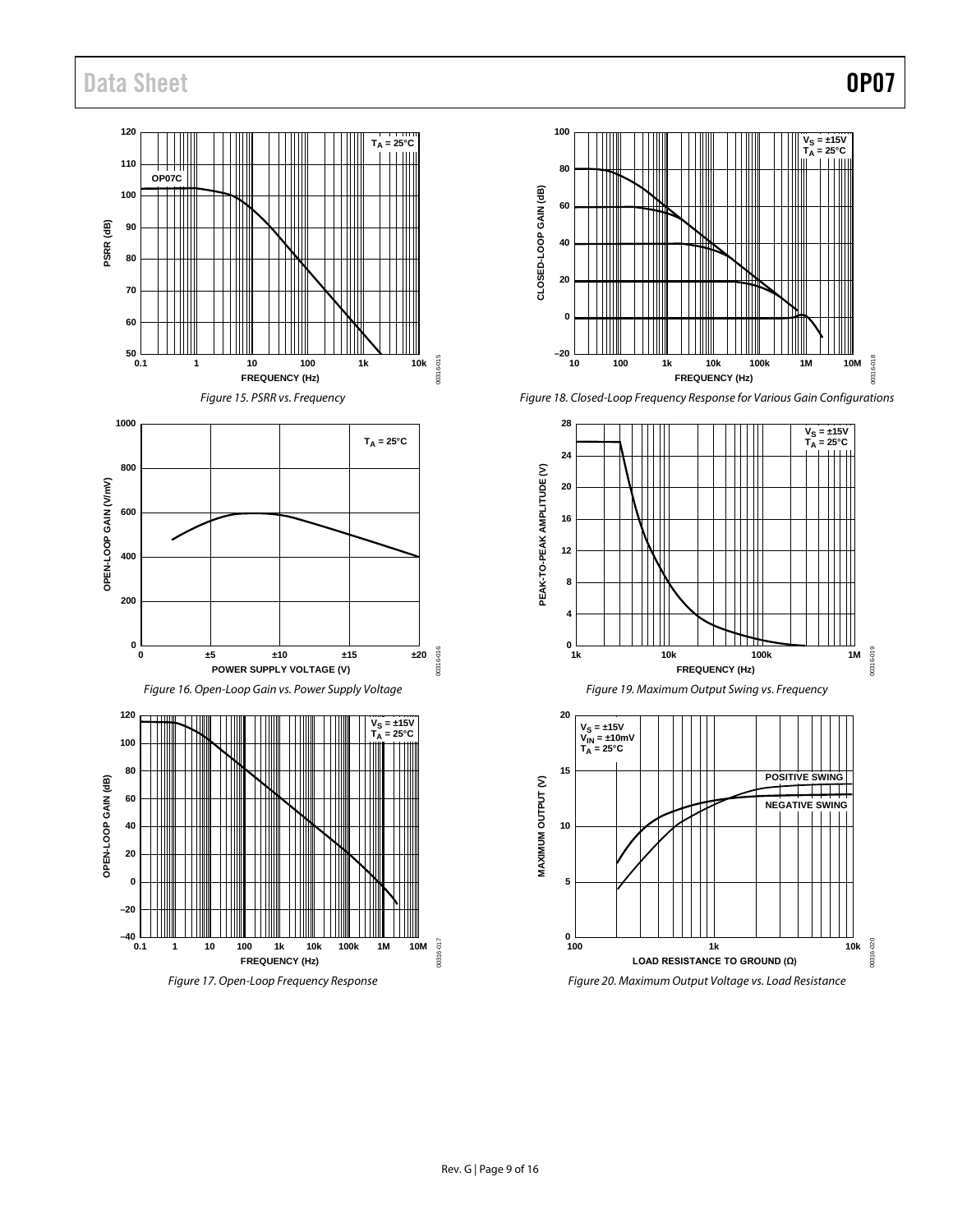Figure 15. PSRR vs. Frequency

Figure 16. Open-Loop Gain vs. Power Supply Voltage

Figure 17. Open-Loop Frequency Response

Figure 18. Closed-Loop Frequency Response for Various Gain Configurations

Figure 19. Maximum Output Swing vs. Frequency

Figure 20. Maximum Output Voltage vs. Load Resistance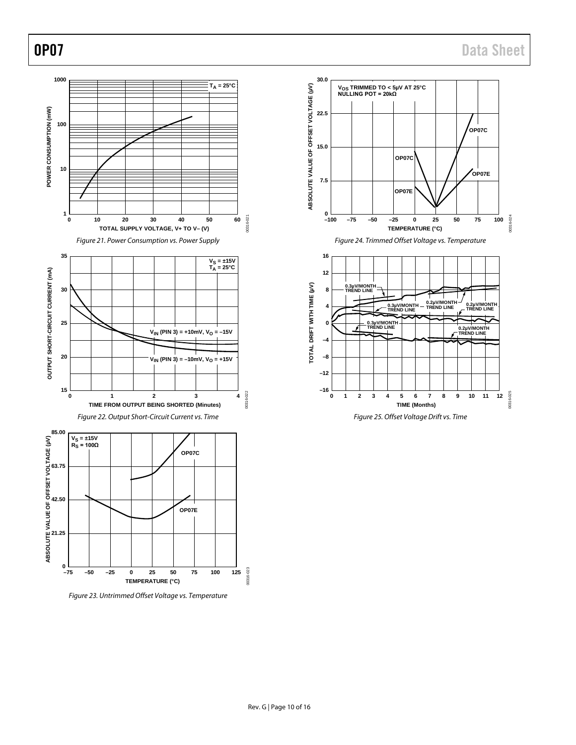Figure 21. Power Consumption vs. Power Supply

Figure 22. Output Short-Circuit Current vs. Time

Figure 23. Untrimmed Offset Voltage vs. Temperature

Figure 24. Trimmed Offset Voltage vs. Temperature

Figure 25. Offset Voltage Drift vs. Time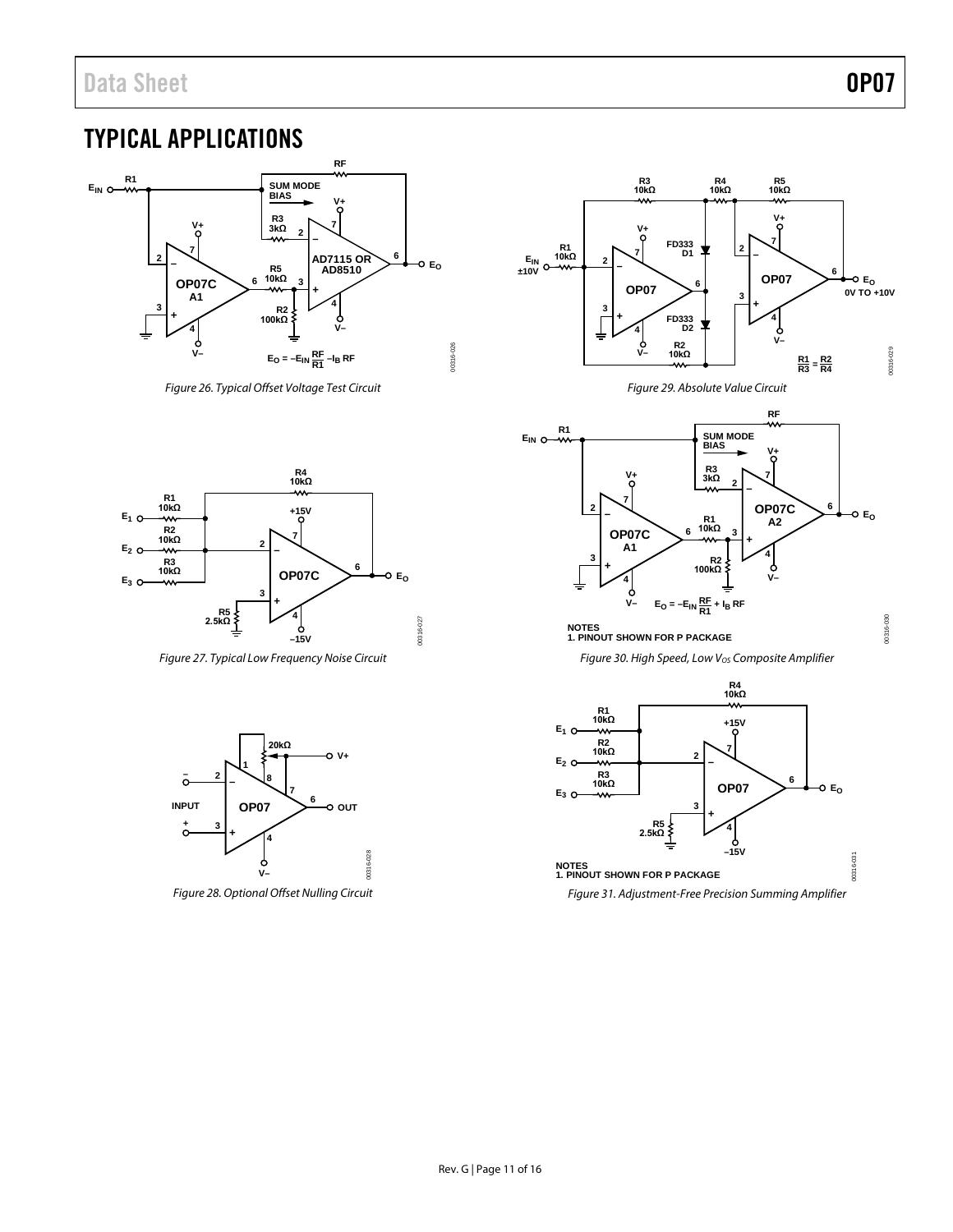## TYPICAL APPLICATIONS

Figure 26. Typical Offset Voltage Test Circuit

Figure 27. Typical Low Frequency Noise Circuit

Figure 28. Optional Offset Nulling Circuit

Figure 29. Absolute Value Circuit

Figure 30. High Speed, Low $V_{OS}$ Composite Amplifier

Figure 31. Adjustment-Free Precision Summing Amplifier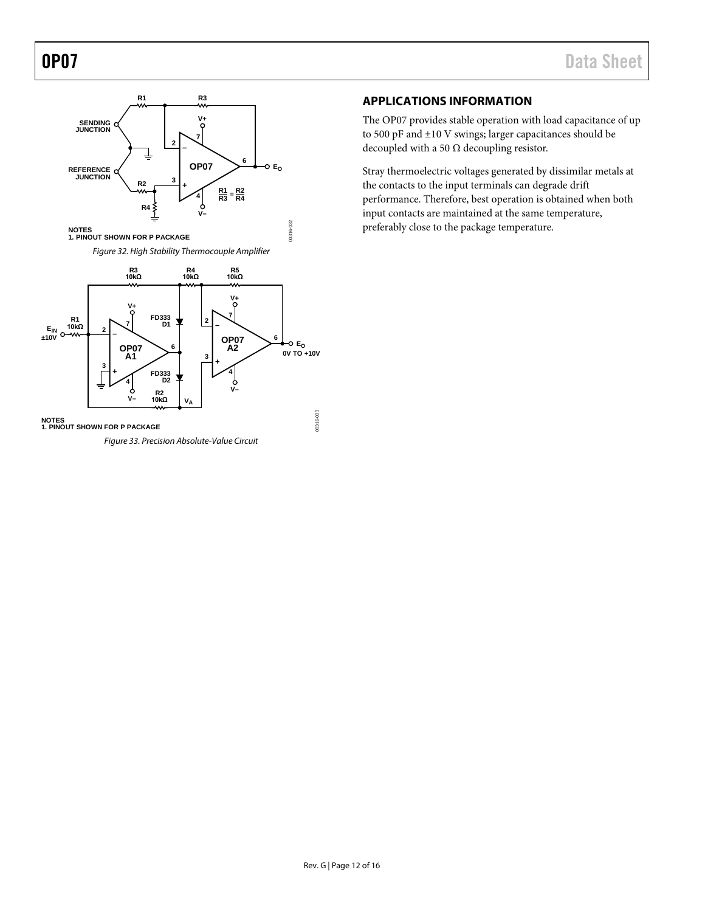NOTES
1. PINOUT SHOWN FOR P PACKAGE

*Figure 32. High Stability Thermocouple Amplifier*

NOTES
1. PINOUT SHOWN FOR P PACKAGE

*Figure 33. Precision Absolute-Value Circuit*

## APPLICATIONS INFORMATION

The OP07 provides stable operation with load capacitance of up to 500 pF and ±10 V swings; larger capacitances should be decoupled with a 50 Ω decoupling resistor.

Stray thermoelectric voltages generated by dissimilar metals at the contacts to the input terminals can degrade drift performance. Therefore, best operation is obtained when both input contacts are maintained at the same temperature, preferably close to the package temperature.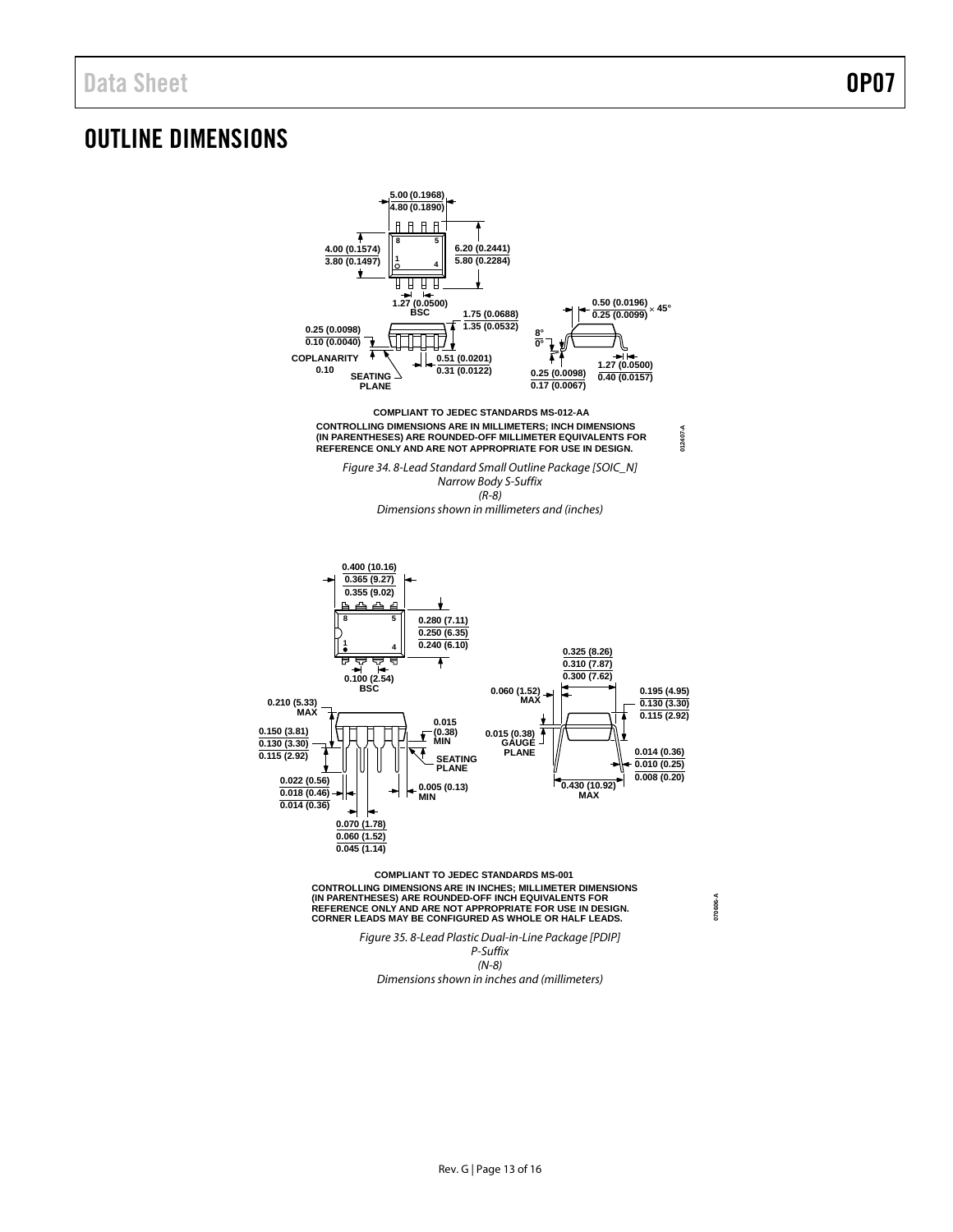# OUTLINE DIMENSIONS

5.00 (0.1968)
4.80 (0.1890)

4.00 (0.1574)
3.80 (0.1497)

6.20 (0.2441)
5.80 (0.2284)

1.27 (0.0500) BSC

1.75 (0.0688)
1.35 (0.0532)

0.25 (0.0098)
0.10 (0.0040)

COPLANARITY 0.10

SEATING PLANE

0.51 (0.0201)
0.31 (0.0122)

0.50 (0.0196)
0.25 (0.0099) × 45°

8°
0°

0.25 (0.0098)
0.17 (0.0067)

1.27 (0.0500)
0.40 (0.0157)

COMPLIANT TO JEDEC STANDARDS MS-012-AA

CONTROLLING DIMENSIONS ARE IN MILLIMETERS; INCH DIMENSIONS (IN PARENTHESES) ARE ROUNDED-OFF MILLIMETER EQUIVALENTS FOR REFERENCE ONLY AND ARE NOT APPROPRIATE FOR USE IN DESIGN.

012407-A

*Figure 34. 8-Lead Standard Small Outline Package [SOIC_N] Narrow Body S-Suffix (R-8) Dimensions shown in millimeters and (inches)*

0.400 (10.16)
0.365 (9.27)
0.355 (9.02)

0.280 (7.11)
0.250 (6.35)
0.240 (6.10)

0.100 (2.54) BSC

0.210 (5.33) MAX

0.150 (3.81)
0.130 (3.30)
0.115 (2.92)

0.015 (0.38) MIN

SEATING PLANE

0.022 (0.56)
0.018 (0.46)
0.014 (0.36)

0.005 (0.13) MIN

0.070 (1.78)
0.060 (1.52)
0.045 (1.14)

0.325 (8.26)
0.310 (7.87)
0.300 (7.62)

0.060 (1.52) MAX

0.015 (0.38) GAUGE PLANE

0.195 (4.95)
0.130 (3.30)
0.115 (2.92)

0.014 (0.36)
0.010 (0.25)
0.008 (0.20)

0.430 (10.92) MAX

COMPLIANT TO JEDEC STANDARDS MS-001

CONTROLLING DIMENSIONS ARE IN INCHES; MILLIMETER DIMENSIONS (IN PARENTHESES) ARE ROUNDED-OFF INCH EQUIVALENTS FOR REFERENCE ONLY AND ARE NOT APPROPRIATE FOR USE IN DESIGN. CORNER LEADS MAY BE CONFIGURED AS WHOLE OR HALF LEADS.

070606-A

*Figure 35. 8-Lead Plastic Dual-in-Line Package [PDIP] P-Suffix (N-8) Dimensions shown in inches and (millimeters)*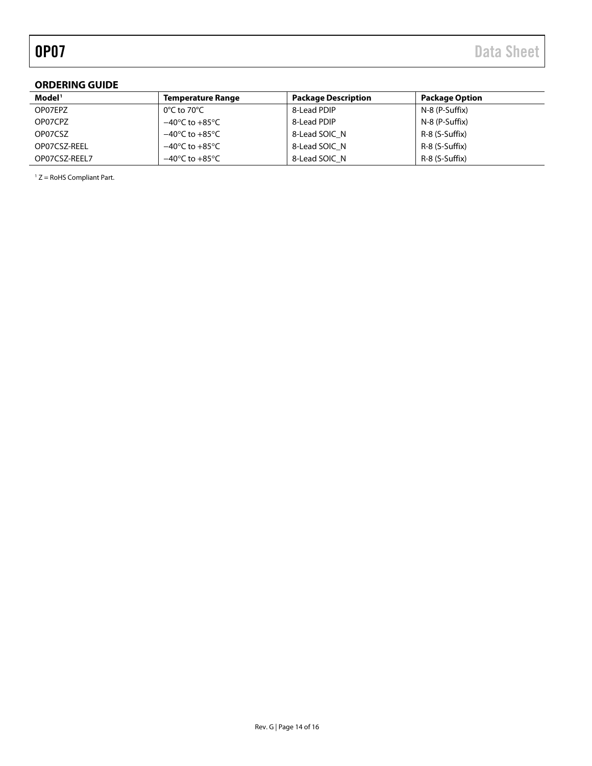## ORDERING GUIDE

| Model[1] | Temperature Range | Package Description | Package Option |
|---|---|---|---|
| OP07EPZ | 0°C to 70°C | 8-Lead PDIP | N-8 (P-Suffix) |
| OP07CPZ | −40°C to +85°C | 8-Lead PDIP | N-8 (P-Suffix) |
| OP07CSZ | −40°C to +85°C | 8-Lead SOIC_N | R-8 (S-Suffix) |
| OP07CSZ-REEL | −40°C to +85°C | 8-Lead SOIC_N | R-8 (S-Suffix) |
| OP07CSZ-REEL7 | −40°C to +85°C | 8-Lead SOIC_N | R-8 (S-Suffix) |

[1] Z = RoHS Compliant Part.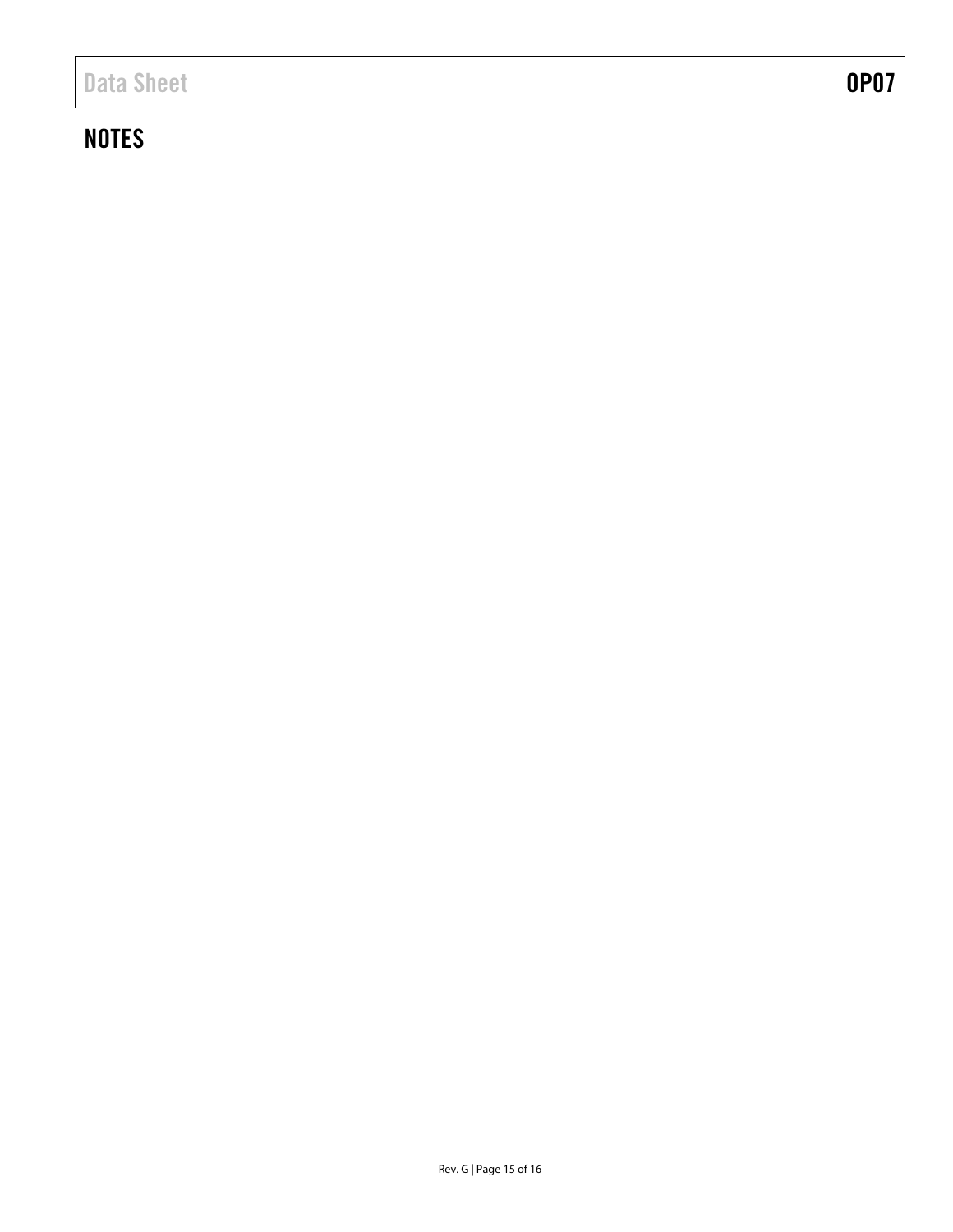## NOTES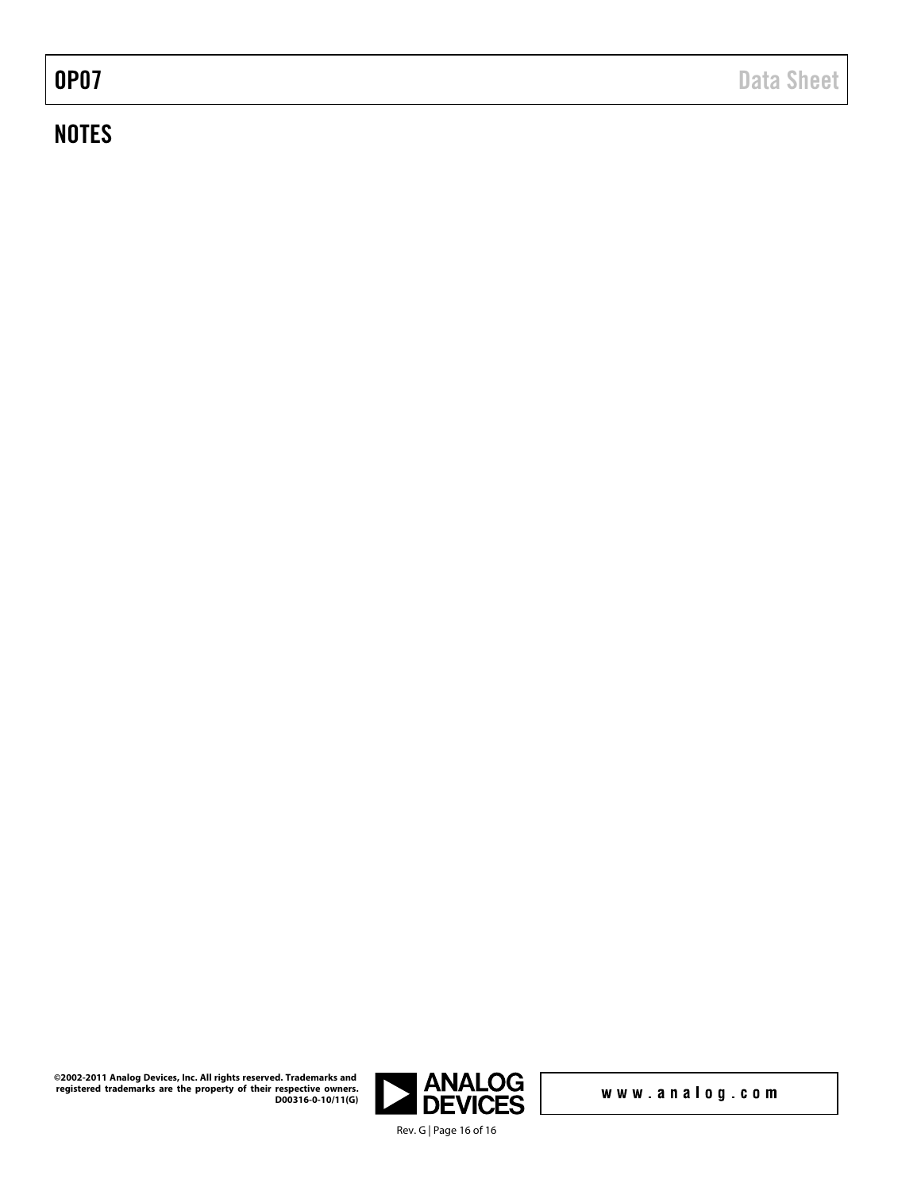## NOTES

©2002-2011 Analog Devices, Inc. All rights reserved. Trademarks and registered trademarks are the property of their respective owners. D00316-0-10/11(G)

www.analog.com